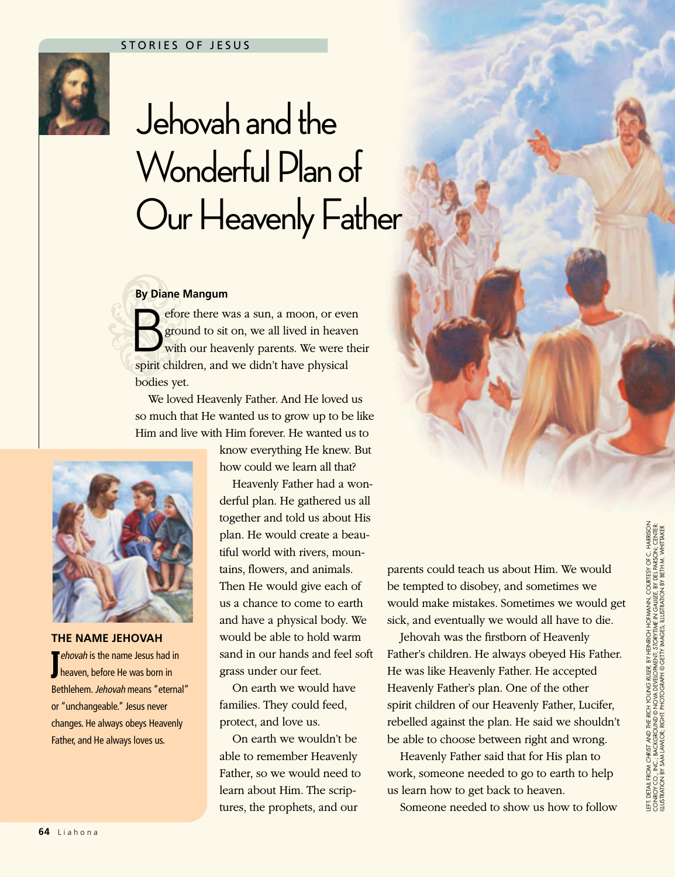# Jehovah and the Wonderful Plan of Our Heavenly Father

**By Diane Mangum**

Before there was a sun, a moon, or even ground to sit on, we all lived in heaven with our heavenly parents. We were their spirit children, and we didn't have physical bodies yet.

We loved Heavenly Father. And He loved us so much that He wanted us to grow up to be like Him and live with Him forever. He wanted us to know everything He knew. But how could we learn all that?

Heavenly Father had a wonderful plan. He gathered us all together and told us about His plan. He would create a beautiful world with rivers, mountains, flowers, and animals. Then He would give each of us a chance to come to earth and have a physical body. We would be able to hold warm sand in our hands and feel soft grass under our feet.

On earth we would have families. They could feed, protect, and love us.

On earth we wouldn't be able to remember Heavenly Father, so we would need to learn about Him. The scriptures, the prophets, and our parents could teach us about Him. We would be tempted to disobey, and sometimes we would make mistakes. Sometimes we would get sick, and eventually we would all have to die.

Jehovah was the firstborn of Heavenly Father's children. He always obeyed His Father. He was like Heavenly Father. He accepted Heavenly Father's plan. One of the other spirit children of our Heavenly Father, Lucifer, rebelled against the plan. He said we shouldn't be able to choose between right and wrong.

Heavenly Father said that for His plan to work, someone needed to go to earth to help us learn how to get back to heaven.

Someone needed to show us how to follow

### THE NAME JEHOVAH

*Jehovah* is the name Jesus had in heaven, before He was born in Bethlehem. *Jehovah* means "eternal" or "unchangeable." Jesus never changes. He always obeys Heavenly Father, and He always loves us.

LEFT: DETAIL FROM *CHRIST AND THE RICH YOUNG RULER*, BY HEINRICH HOFMANN, COURTESY OF C. HARRISON CONROY CO., INC.; BACKGROUND: *STORYTIME IN GALILEE*, BY DEL PARSON; CENTER: ILLUSTRATION BY SAM LAWLOR; RIGHT: PHOTOGRAPH © GETTY IMAGES; ILLUSTRATION BY BETH M. WHITTAKER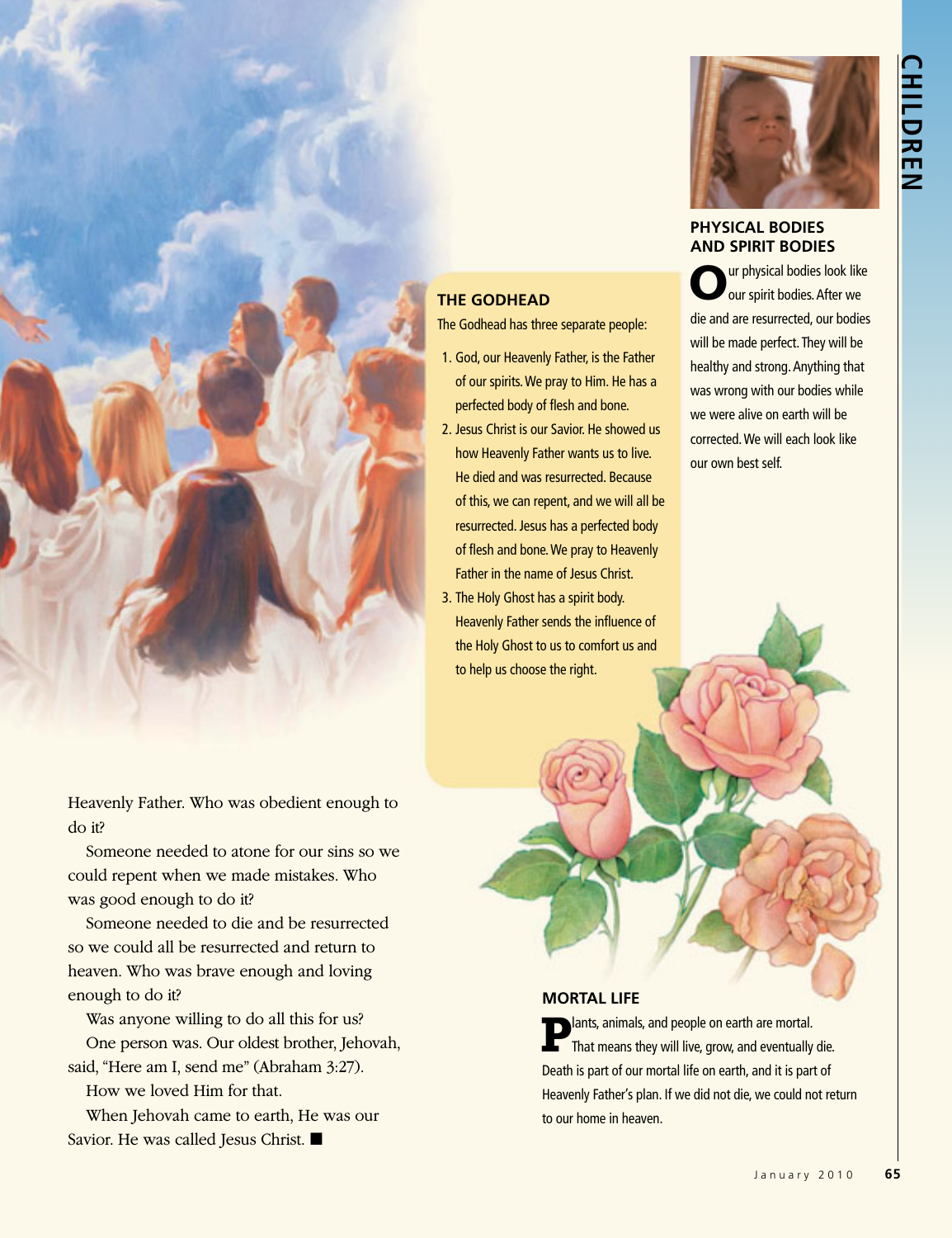Heavenly Father. Who was obedient enough to do it?

Someone needed to atone for our sins so we could repent when we made mistakes. Who was good enough to do it?

Someone needed to die and be resurrected so we could all be resurrected and return to heaven. Who was brave enough and loving enough to do it?

Was anyone willing to do all this for us?

One person was. Our oldest brother, Jehovah, said, "Here am I, send me" (Abraham 3:27).

How we loved Him for that.

When Jehovah came to earth, He was our Savior. He was called Jesus Christ. ■

## THE GODHEAD

The Godhead has three separate people:

1. God, our Heavenly Father, is the Father of our spirits. We pray to Him. He has a perfected body of flesh and bone.
2. Jesus Christ is our Savior. He showed us how Heavenly Father wants us to live. He died and was resurrected. Because of this, we can repent, and we will all be resurrected. Jesus has a perfected body of flesh and bone. We pray to Heavenly Father in the name of Jesus Christ.
3. The Holy Ghost has a spirit body. Heavenly Father sends the influence of the Holy Ghost to us to comfort us and to help us choose the right.

## PHYSICAL BODIES AND SPIRIT BODIES

Our physical bodies look like our spirit bodies. After we die and are resurrected, our bodies will be made perfect. They will be healthy and strong. Anything that was wrong with our bodies while we were alive on earth will be corrected. We will each look like our own best self.

## MORTAL LIFE

Plants, animals, and people on earth are mortal. That means they will live, grow, and eventually die. Death is part of our mortal life on earth, and it is part of Heavenly Father's plan. If we did not die, we could not return to our home in heaven.